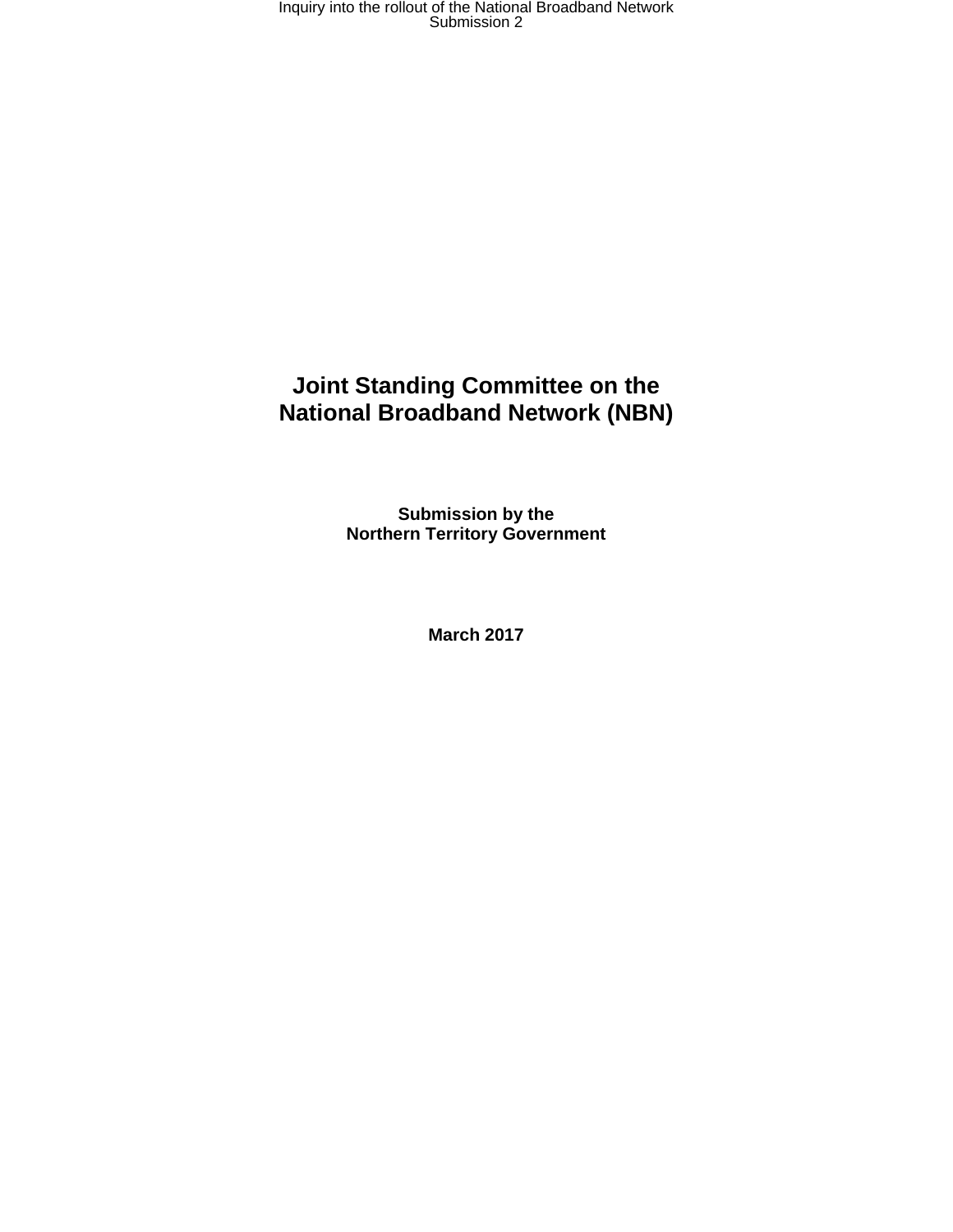# Joint Standing Committee on the National Broadband Network (NBN)

**Submission by the Northern Territory Government**

**March 2017**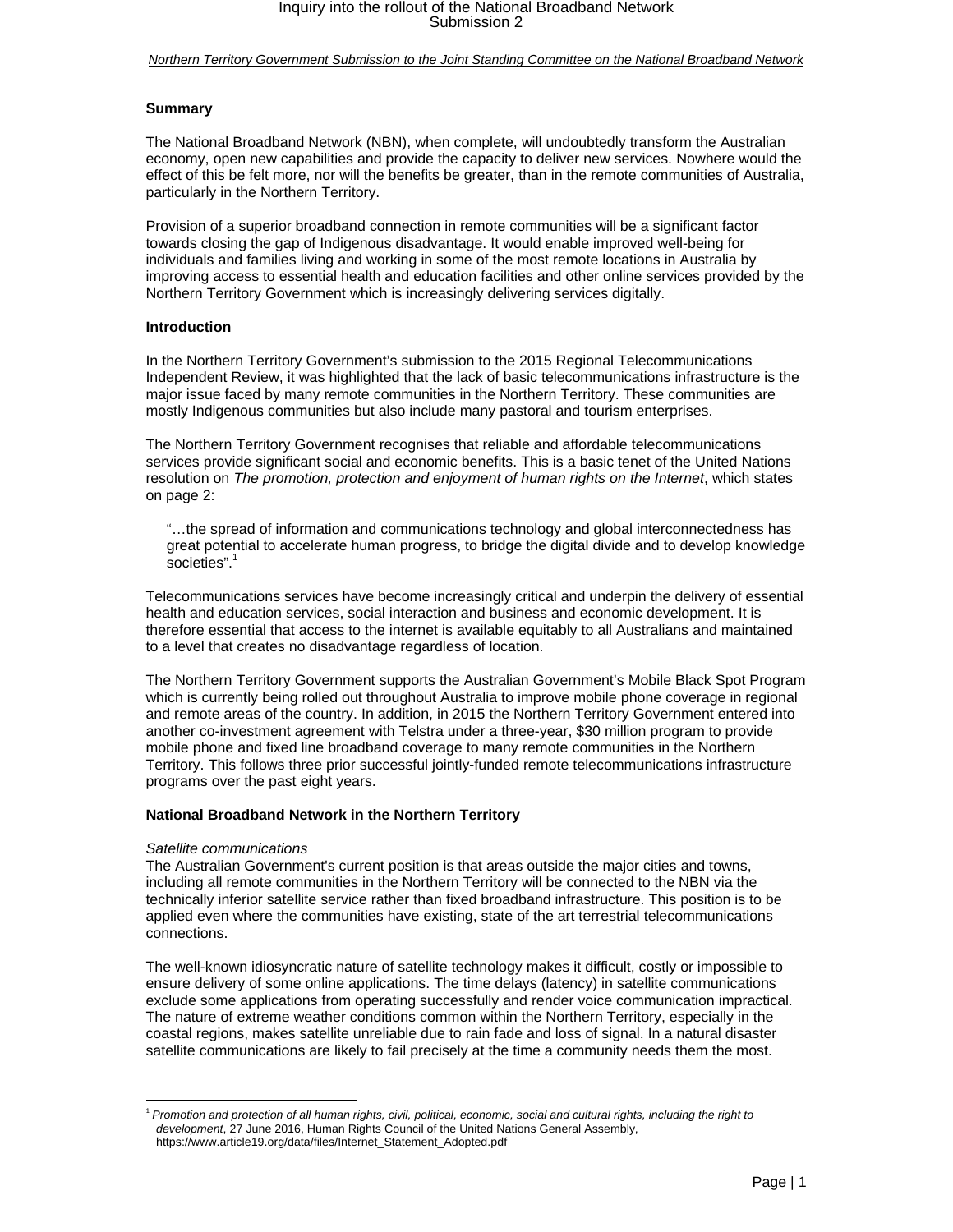*Northern Territory Government Submission to the Joint Standing Committee on the National Broadband Network*

**Summary**

The National Broadband Network (NBN), when complete, will undoubtedly transform the Australian economy, open new capabilities and provide the capacity to deliver new services. Nowhere would the effect of this be felt more, nor will the benefits be greater, than in the remote communities of Australia, particularly in the Northern Territory.

Provision of a superior broadband connection in remote communities will be a significant factor towards closing the gap of Indigenous disadvantage. It would enable improved well-being for individuals and families living and working in some of the most remote locations in Australia by improving access to essential health and education facilities and other online services provided by the Northern Territory Government which is increasingly delivering services digitally.

**Introduction**

In the Northern Territory Government's submission to the 2015 Regional Telecommunications Independent Review, it was highlighted that the lack of basic telecommunications infrastructure is the major issue faced by many remote communities in the Northern Territory. These communities are mostly Indigenous communities but also include many pastoral and tourism enterprises.

The Northern Territory Government recognises that reliable and affordable telecommunications services provide significant social and economic benefits. This is a basic tenet of the United Nations resolution on *The promotion, protection and enjoyment of human rights on the Internet*, which states on page 2:

> "…the spread of information and communications technology and global interconnectedness has great potential to accelerate human progress, to bridge the digital divide and to develop knowledge societies".[1]

Telecommunications services have become increasingly critical and underpin the delivery of essential health and education services, social interaction and business and economic development. It is therefore essential that access to the internet is available equitably to all Australians and maintained to a level that creates no disadvantage regardless of location.

The Northern Territory Government supports the Australian Government's Mobile Black Spot Program which is currently being rolled out throughout Australia to improve mobile phone coverage in regional and remote areas of the country. In addition, in 2015 the Northern Territory Government entered into another co-investment agreement with Telstra under a three-year, $30 million program to provide mobile phone and fixed line broadband coverage to many remote communities in the Northern Territory. This follows three prior successful jointly-funded remote telecommunications infrastructure programs over the past eight years.

**National Broadband Network in the Northern Territory**

*Satellite communications*

The Australian Government's current position is that areas outside the major cities and towns, including all remote communities in the Northern Territory will be connected to the NBN via the technically inferior satellite service rather than fixed broadband infrastructure. This position is to be applied even where the communities have existing, state of the art terrestrial telecommunications connections.

The well-known idiosyncratic nature of satellite technology makes it difficult, costly or impossible to ensure delivery of some online applications. The time delays (latency) in satellite communications exclude some applications from operating successfully and render voice communication impractical. The nature of extreme weather conditions common within the Northern Territory, especially in the coastal regions, makes satellite unreliable due to rain fade and loss of signal. In a natural disaster satellite communications are likely to fail precisely at the time a community needs them the most.

[1] *Promotion and protection of all human rights, civil, political, economic, social and cultural rights, including the right to development*, 27 June 2016, Human Rights Council of the United Nations General Assembly, https://www.article19.org/data/files/Internet_Statement_Adopted.pdf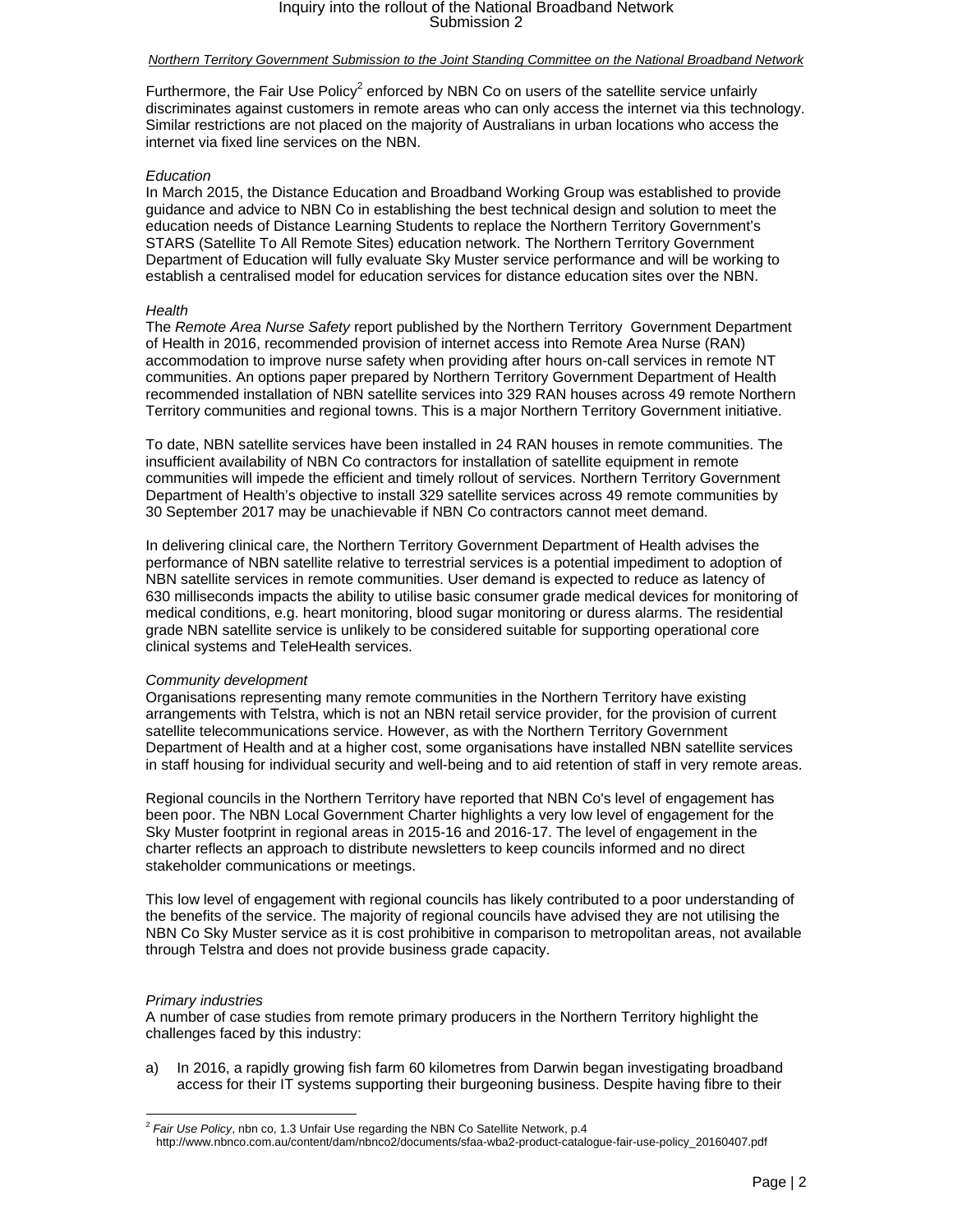Furthermore, the Fair Use Policy[2] enforced by NBN Co on users of the satellite service unfairly discriminates against customers in remote areas who can only access the internet via this technology. Similar restrictions are not placed on the majority of Australians in urban locations who access the internet via fixed line services on the NBN.

*Education*

In March 2015, the Distance Education and Broadband Working Group was established to provide guidance and advice to NBN Co in establishing the best technical design and solution to meet the education needs of Distance Learning Students to replace the Northern Territory Government's STARS (Satellite To All Remote Sites) education network. The Northern Territory Government Department of Education will fully evaluate Sky Muster service performance and will be working to establish a centralised model for education services for distance education sites over the NBN.

*Health*

The *Remote Area Nurse Safety* report published by the Northern Territory Government Department of Health in 2016, recommended provision of internet access into Remote Area Nurse (RAN) accommodation to improve nurse safety when providing after hours on-call services in remote NT communities. An options paper prepared by Northern Territory Government Department of Health recommended installation of NBN satellite services into 329 RAN houses across 49 remote Northern Territory communities and regional towns. This is a major Northern Territory Government initiative.

To date, NBN satellite services have been installed in 24 RAN houses in remote communities. The insufficient availability of NBN Co contractors for installation of satellite equipment in remote communities will impede the efficient and timely rollout of services. Northern Territory Government Department of Health's objective to install 329 satellite services across 49 remote communities by 30 September 2017 may be unachievable if NBN Co contractors cannot meet demand.

In delivering clinical care, the Northern Territory Government Department of Health advises the performance of NBN satellite relative to terrestrial services is a potential impediment to adoption of NBN satellite services in remote communities. User demand is expected to reduce as latency of 630 milliseconds impacts the ability to utilise basic consumer grade medical devices for monitoring of medical conditions, e.g. heart monitoring, blood sugar monitoring or duress alarms. The residential grade NBN satellite service is unlikely to be considered suitable for supporting operational core clinical systems and TeleHealth services.

*Community development*

Organisations representing many remote communities in the Northern Territory have existing arrangements with Telstra, which is not an NBN retail service provider, for the provision of current satellite telecommunications service. However, as with the Northern Territory Government Department of Health and at a higher cost, some organisations have installed NBN satellite services in staff housing for individual security and well-being and to aid retention of staff in very remote areas.

Regional councils in the Northern Territory have reported that NBN Co's level of engagement has been poor. The NBN Local Government Charter highlights a very low level of engagement for the Sky Muster footprint in regional areas in 2015-16 and 2016-17. The level of engagement in the charter reflects an approach to distribute newsletters to keep councils informed and no direct stakeholder communications or meetings.

This low level of engagement with regional councils has likely contributed to a poor understanding of the benefits of the service. The majority of regional councils have advised they are not utilising the NBN Co Sky Muster service as it is cost prohibitive in comparison to metropolitan areas, not available through Telstra and does not provide business grade capacity.

*Primary industries*

A number of case studies from remote primary producers in the Northern Territory highlight the challenges faced by this industry:

a) In 2016, a rapidly growing fish farm 60 kilometres from Darwin began investigating broadband access for their IT systems supporting their burgeoning business. Despite having fibre to their

[2] *Fair Use Policy*, nbn co, 1.3 Unfair Use regarding the NBN Co Satellite Network, p.4 http://www.nbnco.com.au/content/dam/nbnco2/documents/sfaa-wba2-product-catalogue-fair-use-policy_20160407.pdf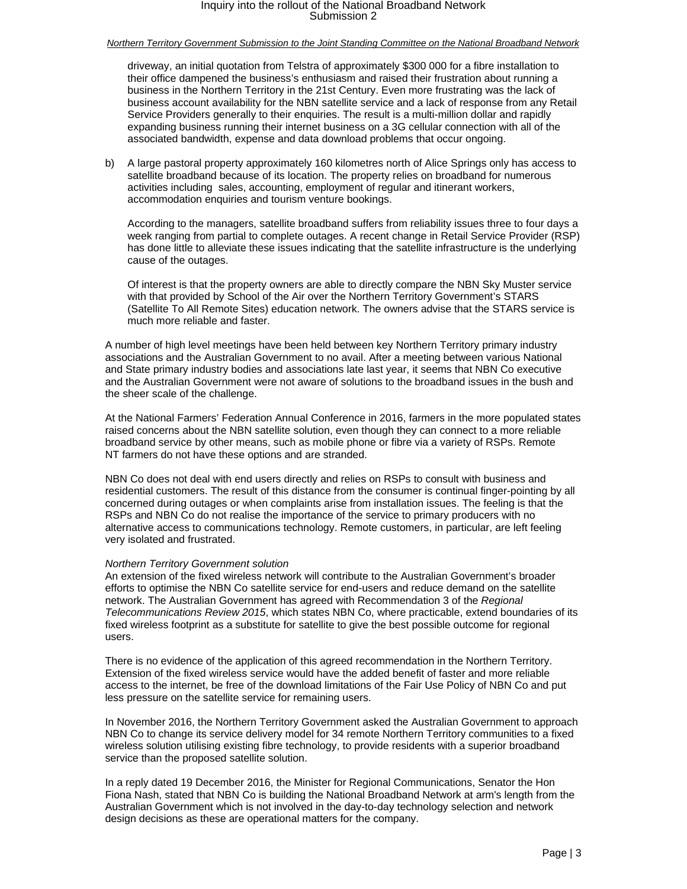driveway, an initial quotation from Telstra of approximately $300 000 for a fibre installation to their office dampened the business's enthusiasm and raised their frustration about running a business in the Northern Territory in the 21st Century. Even more frustrating was the lack of business account availability for the NBN satellite service and a lack of response from any Retail Service Providers generally to their enquiries. The result is a multi-million dollar and rapidly expanding business running their internet business on a 3G cellular connection with all of the associated bandwidth, expense and data download problems that occur ongoing.

b) A large pastoral property approximately 160 kilometres north of Alice Springs only has access to satellite broadband because of its location. The property relies on broadband for numerous activities including sales, accounting, employment of regular and itinerant workers, accommodation enquiries and tourism venture bookings.

   According to the managers, satellite broadband suffers from reliability issues three to four days a week ranging from partial to complete outages. A recent change in Retail Service Provider (RSP) has done little to alleviate these issues indicating that the satellite infrastructure is the underlying cause of the outages.

   Of interest is that the property owners are able to directly compare the NBN Sky Muster service with that provided by School of the Air over the Northern Territory Government's STARS (Satellite To All Remote Sites) education network. The owners advise that the STARS service is much more reliable and faster.

A number of high level meetings have been held between key Northern Territory primary industry associations and the Australian Government to no avail. After a meeting between various National and State primary industry bodies and associations late last year, it seems that NBN Co executive and the Australian Government were not aware of solutions to the broadband issues in the bush and the sheer scale of the challenge.

At the National Farmers' Federation Annual Conference in 2016, farmers in the more populated states raised concerns about the NBN satellite solution, even though they can connect to a more reliable broadband service by other means, such as mobile phone or fibre via a variety of RSPs. Remote NT farmers do not have these options and are stranded.

NBN Co does not deal with end users directly and relies on RSPs to consult with business and residential customers. The result of this distance from the consumer is continual finger-pointing by all concerned during outages or when complaints arise from installation issues. The feeling is that the RSPs and NBN Co do not realise the importance of the service to primary producers with no alternative access to communications technology. Remote customers, in particular, are left feeling very isolated and frustrated.

*Northern Territory Government solution*

An extension of the fixed wireless network will contribute to the Australian Government's broader efforts to optimise the NBN Co satellite service for end-users and reduce demand on the satellite network. The Australian Government has agreed with Recommendation 3 of the *Regional Telecommunications Review 2015*, which states NBN Co, where practicable, extend boundaries of its fixed wireless footprint as a substitute for satellite to give the best possible outcome for regional users.

There is no evidence of the application of this agreed recommendation in the Northern Territory. Extension of the fixed wireless service would have the added benefit of faster and more reliable access to the internet, be free of the download limitations of the Fair Use Policy of NBN Co and put less pressure on the satellite service for remaining users.

In November 2016, the Northern Territory Government asked the Australian Government to approach NBN Co to change its service delivery model for 34 remote Northern Territory communities to a fixed wireless solution utilising existing fibre technology, to provide residents with a superior broadband service than the proposed satellite solution.

In a reply dated 19 December 2016, the Minister for Regional Communications, Senator the Hon Fiona Nash, stated that NBN Co is building the National Broadband Network at arm's length from the Australian Government which is not involved in the day-to-day technology selection and network design decisions as these are operational matters for the company.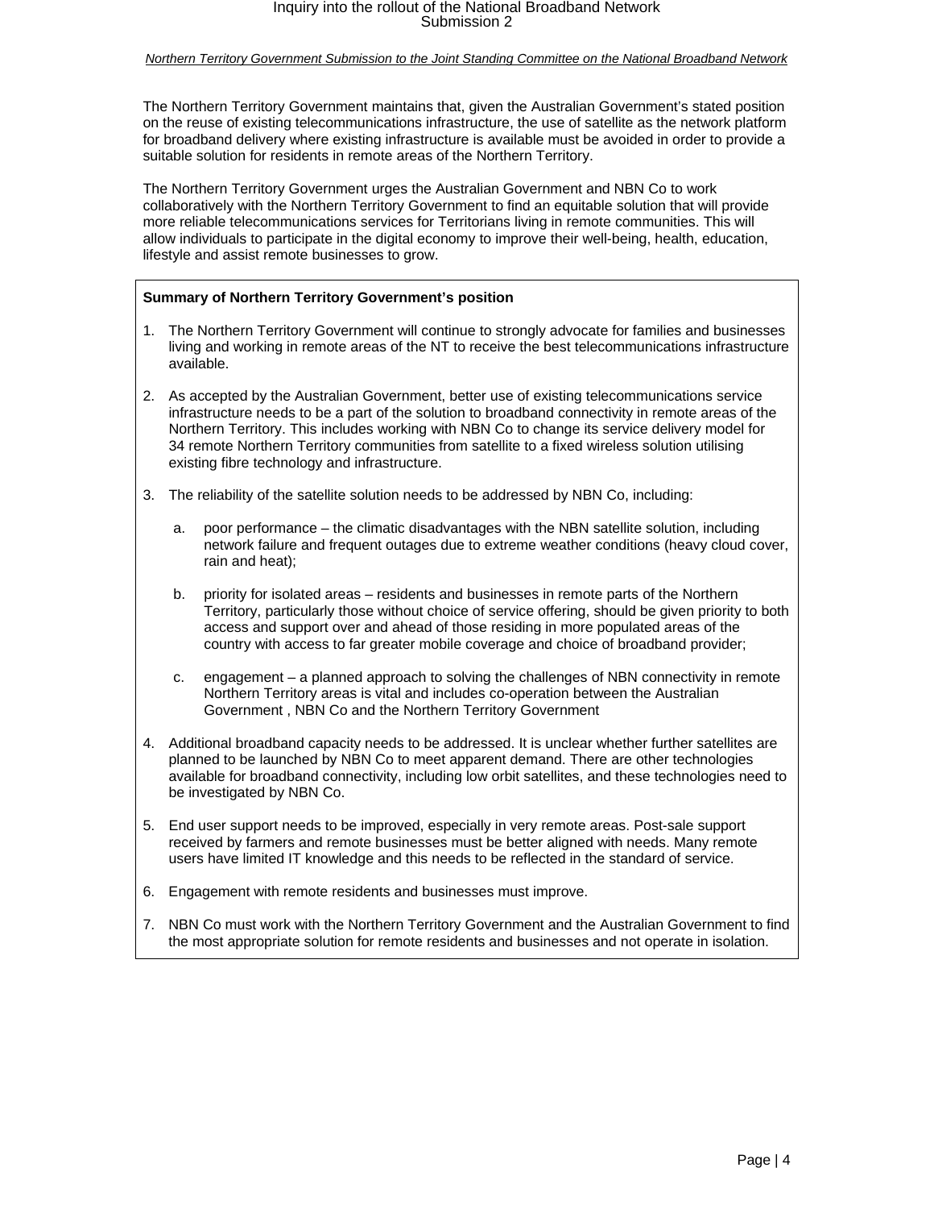The Northern Territory Government maintains that, given the Australian Government's stated position on the reuse of existing telecommunications infrastructure, the use of satellite as the network platform for broadband delivery where existing infrastructure is available must be avoided in order to provide a suitable solution for residents in remote areas of the Northern Territory.

The Northern Territory Government urges the Australian Government and NBN Co to work collaboratively with the Northern Territory Government to find an equitable solution that will provide more reliable telecommunications services for Territorians living in remote communities. This will allow individuals to participate in the digital economy to improve their well-being, health, education, lifestyle and assist remote businesses to grow.

**Summary of Northern Territory Government's position**

1. The Northern Territory Government will continue to strongly advocate for families and businesses living and working in remote areas of the NT to receive the best telecommunications infrastructure available.

2. As accepted by the Australian Government, better use of existing telecommunications service infrastructure needs to be a part of the solution to broadband connectivity in remote areas of the Northern Territory. This includes working with NBN Co to change its service delivery model for 34 remote Northern Territory communities from satellite to a fixed wireless solution utilising existing fibre technology and infrastructure.

3. The reliability of the satellite solution needs to be addressed by NBN Co, including:

   a. poor performance – the climatic disadvantages with the NBN satellite solution, including network failure and frequent outages due to extreme weather conditions (heavy cloud cover, rain and heat);

   b. priority for isolated areas – residents and businesses in remote parts of the Northern Territory, particularly those without choice of service offering, should be given priority to both access and support over and ahead of those residing in more populated areas of the country with access to far greater mobile coverage and choice of broadband provider;

   c. engagement – a planned approach to solving the challenges of NBN connectivity in remote Northern Territory areas is vital and includes co-operation between the Australian Government , NBN Co and the Northern Territory Government

4. Additional broadband capacity needs to be addressed. It is unclear whether further satellites are planned to be launched by NBN Co to meet apparent demand. There are other technologies available for broadband connectivity, including low orbit satellites, and these technologies need to be investigated by NBN Co.

5. End user support needs to be improved, especially in very remote areas. Post-sale support received by farmers and remote businesses must be better aligned with needs. Many remote users have limited IT knowledge and this needs to be reflected in the standard of service.

6. Engagement with remote residents and businesses must improve.

7. NBN Co must work with the Northern Territory Government and the Australian Government to find the most appropriate solution for remote residents and businesses and not operate in isolation.